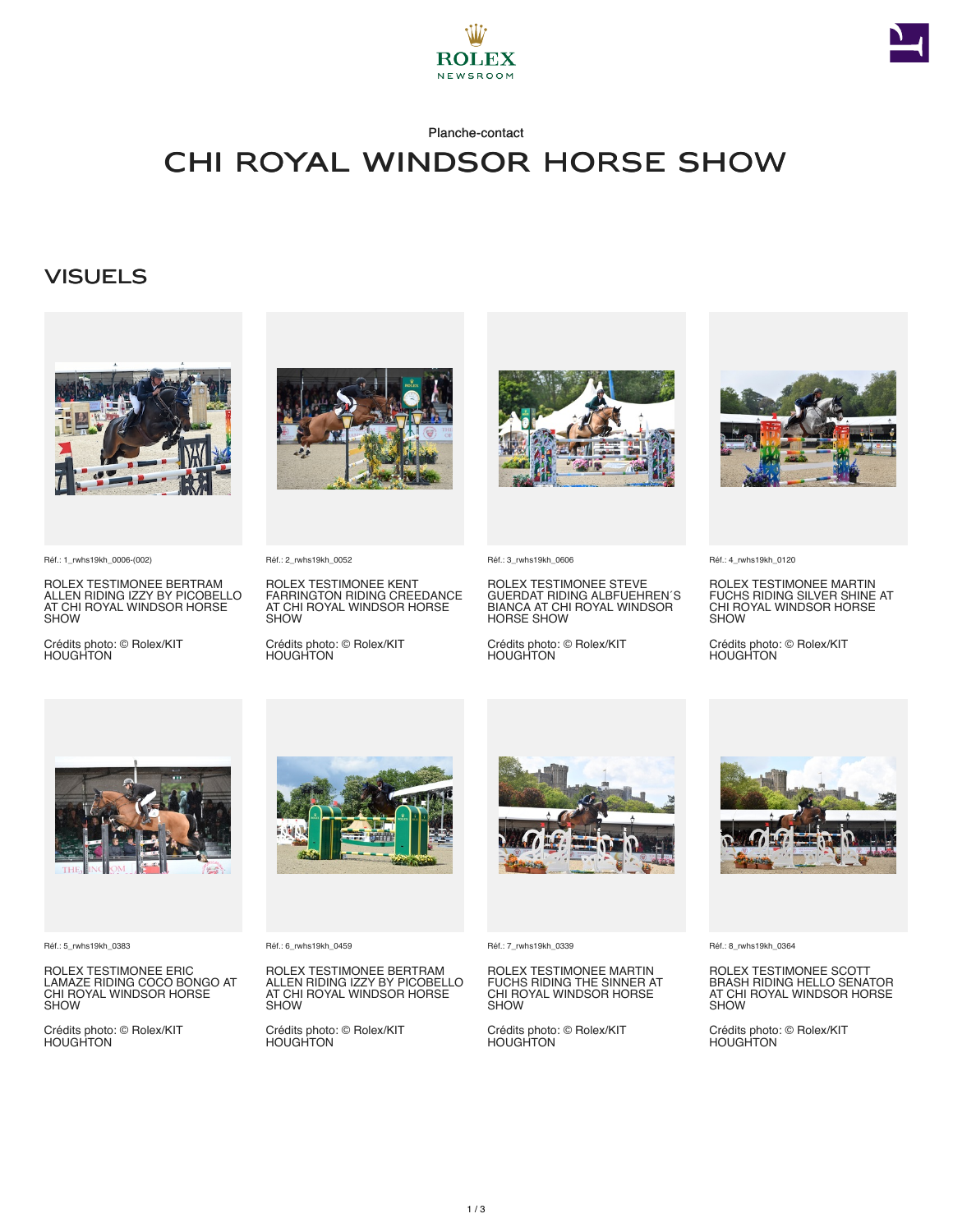ROLEX
NEWSROOM

Planche-contact

# CHI ROYAL WINDSOR HORSE SHOW

## VISUELS

Réf.: 1_rwhs19kh_0006-(002)

ROLEX TESTIMONEE BERTRAM ALLEN RIDING IZZY BY PICOBELLO AT CHI ROYAL WINDSOR HORSE SHOW

Crédits photo: © Rolex/KIT HOUGHTON

Réf.: 2_rwhs19kh_0052

ROLEX TESTIMONEE KENT FARRINGTON RIDING CREEDANCE AT CHI ROYAL WINDSOR HORSE SHOW

Crédits photo: © Rolex/KIT HOUGHTON

Réf.: 3_rwhs19kh_0606

ROLEX TESTIMONEE STEVE GUERDAT RIDING ALBFUEHREN´S BIANCA AT CHI ROYAL WINDSOR HORSE SHOW

Crédits photo: © Rolex/KIT HOUGHTON

Réf.: 4_rwhs19kh_0120

ROLEX TESTIMONEE MARTIN FUCHS RIDING SILVER SHINE AT CHI ROYAL WINDSOR HORSE SHOW

Crédits photo: © Rolex/KIT HOUGHTON

Réf.: 5_rwhs19kh_0383

ROLEX TESTIMONEE ERIC LAMAZE RIDING COCO BONGO AT CHI ROYAL WINDSOR HORSE SHOW

Crédits photo: © Rolex/KIT HOUGHTON

Réf.: 6_rwhs19kh_0459

ROLEX TESTIMONEE BERTRAM ALLEN RIDING IZZY BY PICOBELLO AT CHI ROYAL WINDSOR HORSE SHOW

Crédits photo: © Rolex/KIT HOUGHTON

Réf.: 7_rwhs19kh_0339

ROLEX TESTIMONEE MARTIN FUCHS RIDING THE SINNER AT CHI ROYAL WINDSOR HORSE SHOW

Crédits photo: © Rolex/KIT HOUGHTON

Réf.: 8_rwhs19kh_0364

ROLEX TESTIMONEE SCOTT BRASH RIDING HELLO SENATOR AT CHI ROYAL WINDSOR HORSE SHOW

Crédits photo: © Rolex/KIT HOUGHTON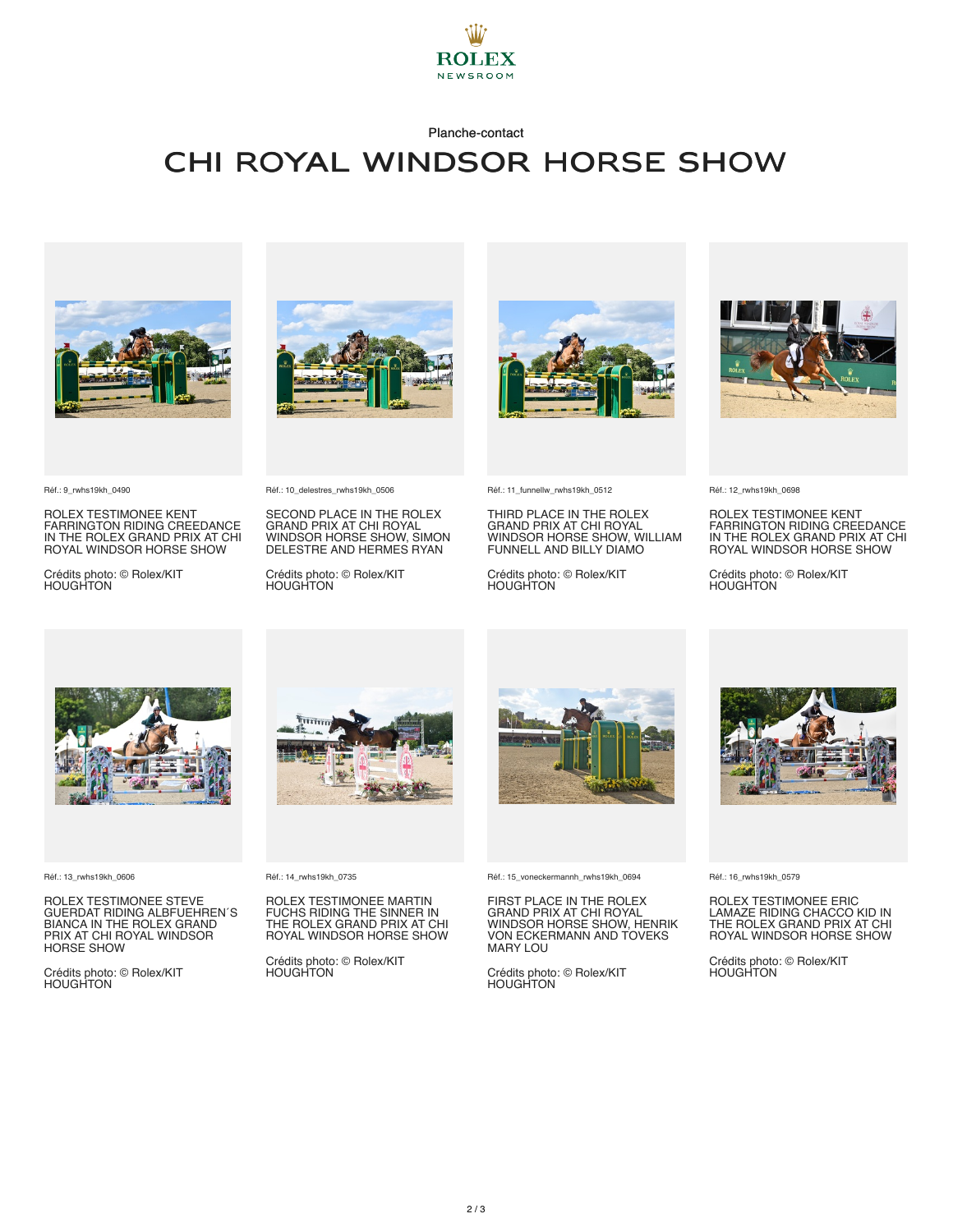ROLEX NEWSROOM

Planche-contact

# CHI ROYAL WINDSOR HORSE SHOW

Réf.: 9_rwhs19kh_0490

ROLEX TESTIMONEE KENT FARRINGTON RIDING CREEDANCE IN THE ROLEX GRAND PRIX AT CHI ROYAL WINDSOR HORSE SHOW

Crédits photo: © Rolex/KIT HOUGHTON

Réf.: 10_delestres_rwhs19kh_0506

SECOND PLACE IN THE ROLEX GRAND PRIX AT CHI ROYAL WINDSOR HORSE SHOW, SIMON DELESTRE AND HERMES RYAN

Crédits photo: © Rolex/KIT HOUGHTON

Réf.: 11_funnellw_rwhs19kh_0512

THIRD PLACE IN THE ROLEX GRAND PRIX AT CHI ROYAL WINDSOR HORSE SHOW, WILLIAM FUNNELL AND BILLY DIAMO

Crédits photo: © Rolex/KIT HOUGHTON

Réf.: 12_rwhs19kh_0698

ROLEX TESTIMONEE KENT FARRINGTON RIDING CREEDANCE IN THE ROLEX GRAND PRIX AT CHI ROYAL WINDSOR HORSE SHOW

Crédits photo: © Rolex/KIT HOUGHTON

Réf.: 13_rwhs19kh_0606

ROLEX TESTIMONEE STEVE GUERDAT RIDING ALBFUEHREN´S BIANCA IN THE ROLEX GRAND PRIX AT CHI ROYAL WINDSOR HORSE SHOW

Crédits photo: © Rolex/KIT HOUGHTON

Réf.: 14_rwhs19kh_0735

ROLEX TESTIMONEE MARTIN FUCHS RIDING THE SINNER IN THE ROLEX GRAND PRIX AT CHI ROYAL WINDSOR HORSE SHOW

Crédits photo: © Rolex/KIT HOUGHTON

Réf.: 15_voneckermann_rwhs19kh_0694

FIRST PLACE IN THE ROLEX GRAND PRIX AT CHI ROYAL WINDSOR HORSE SHOW, HENRIK VON ECKERMANN AND TOVEKS MARY LOU

Crédits photo: © Rolex/KIT HOUGHTON

Réf.: 16_rwhs19kh_0579

ROLEX TESTIMONEE ERIC LAMAZE RIDING CHACCO KID IN THE ROLEX GRAND PRIX AT CHI ROYAL WINDSOR HORSE SHOW

Crédits photo: © Rolex/KIT HOUGHTON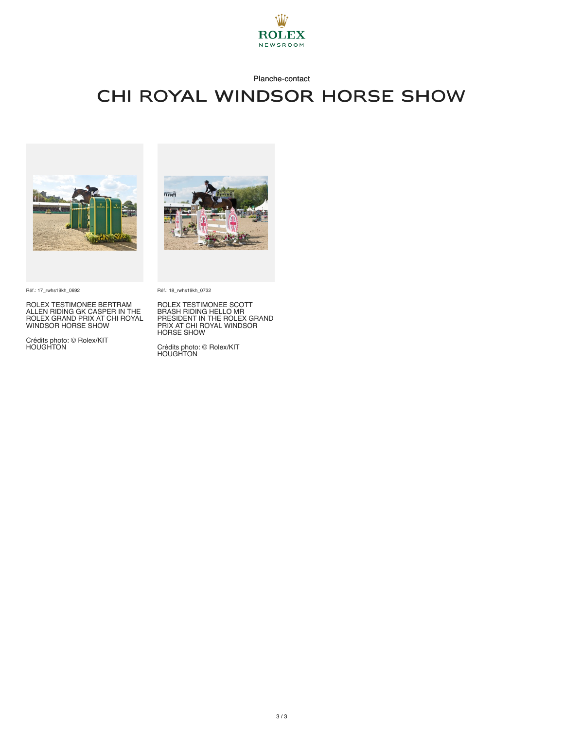Planche-contact

# CHI ROYAL WINDSOR HORSE SHOW

Réf.: 17_rwhs19kh_0692

ROLEX TESTIMONEE BERTRAM ALLEN RIDING GK CASPER IN THE ROLEX GRAND PRIX AT CHI ROYAL WINDSOR HORSE SHOW

Crédits photo: © Rolex/KIT HOUGHTON

Réf.: 18_rwhs19kh_0732

ROLEX TESTIMONEE SCOTT BRASH RIDING HELLO MR PRESIDENT IN THE ROLEX GRAND PRIX AT CHI ROYAL WINDSOR HORSE SHOW

Crédits photo: © Rolex/KIT HOUGHTON